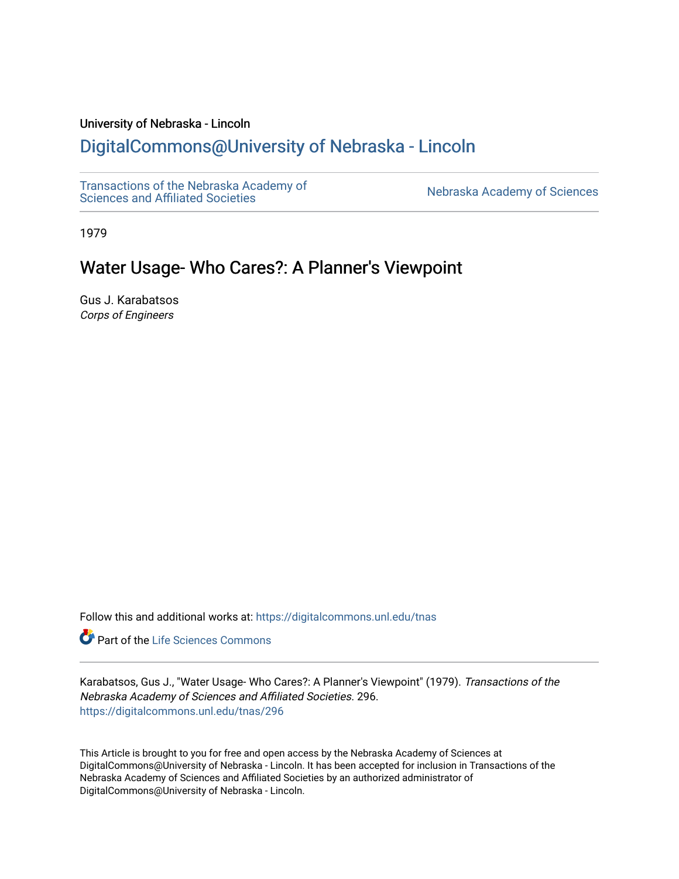University of Nebraska - Lincoln

## DigitalCommons@University of Nebraska - Lincoln

Transactions of the Nebraska Academy of Sciences and Affiliated Societies

Nebraska Academy of Sciences

1979

# Water Usage- Who Cares?: A Planner's Viewpoint

Gus J. Karabatsos
*Corps of Engineers*

Follow this and additional works at: https://digitalcommons.unl.edu/tnas

Part of the Life Sciences Commons

Karabatsos, Gus J., "Water Usage- Who Cares?: A Planner's Viewpoint" (1979). *Transactions of the Nebraska Academy of Sciences and Affiliated Societies*. 296.
https://digitalcommons.unl.edu/tnas/296

This Article is brought to you for free and open access by the Nebraska Academy of Sciences at DigitalCommons@University of Nebraska - Lincoln. It has been accepted for inclusion in Transactions of the Nebraska Academy of Sciences and Affiliated Societies by an authorized administrator of DigitalCommons@University of Nebraska - Lincoln.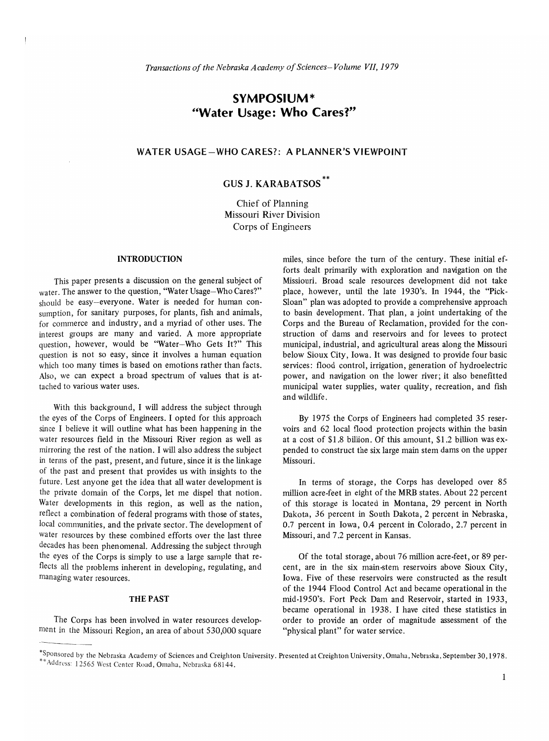# SYMPOSIUM*
# "Water Usage: Who Cares?"

## WATER USAGE—WHO CARES?: A PLANNER'S VIEWPOINT

### GUS J. KARABATSOS**

Chief of Planning
Missouri River Division
Corps of Engineers

#### INTRODUCTION

This paper presents a discussion on the general subject of water. The answer to the question, "Water Usage—Who Cares?" should be easy—everyone. Water is needed for human consumption, for sanitary purposes, for plants, fish and animals, for commerce and industry, and a myriad of other uses. The interest groups are many and varied. A more appropriate question, however, would be "Water—Who Gets It?" This question is not so easy, since it involves a human equation which too many times is based on emotions rather than facts. Also, we can expect a broad spectrum of values that is attached to various water uses.

With this background, I will address the subject through the eyes of the Corps of Engineers. I opted for this approach since I believe it will outline what has been happening in the water resources field in the Missouri River region as well as mirroring the rest of the nation. I will also address the subject in terms of the past, present, and future, since it is the linkage of the past and present that provides us with insights to the future. Lest anyone get the idea that all water development is the private domain of the Corps, let me dispel that notion. Water developments in this region, as well as the nation, reflect a combination of federal programs with those of states, local communities, and the private sector. The development of water resources by these combined efforts over the last three decades has been phenomenal. Addressing the subject through the eyes of the Corps is simply to use a large sample that reflects all the problems inherent in developing, regulating, and managing water resources.

#### THE PAST

The Corps has been involved in water resources development in the Missouri Region, an area of about 530,000 square miles, since before the turn of the century. These initial efforts dealt primarily with exploration and navigation on the Missiouri. Broad scale resources development did not take place, however, until the late 1930's. In 1944, the "Pick-Sloan" plan was adopted to provide a comprehensive approach to basin development. That plan, a joint undertaking of the Corps and the Bureau of Reclamation, provided for the construction of dams and reservoirs and for levees to protect municipal, industrial, and agricultural areas along the Missouri below Sioux City, Iowa. It was designed to provide four basic services: flood control, irrigation, generation of hydroelectric power, and navigation on the lower river; it also benefitted municipal water supplies, water quality, recreation, and fish and wildlife.

By 1975 the Corps of Engineers had completed 35 reservoirs and 62 local flood protection projects within the basin at a cost of $1.8 billion. Of this amount, $1.2 billion was expended to construct the six large main stem dams on the upper Missouri.

In terms of storage, the Corps has developed over 85 million acre-feet in eight of the MRB states. About 22 percent of this storage is located in Montana, 29 percent in North Dakota, 36 percent in South Dakota, 2 percent in Nebraska, 0.7 percent in Iowa, 0.4 percent in Colorado, 2.7 percent in Missouri, and 7.2 percent in Kansas.

Of the total storage, about 76 million acre-feet, or 89 percent, are in the six main-stem reservoirs above Sioux City, Iowa. Five of these reservoirs were constructed as the result of the 1944 Flood Control Act and became operational in the mid-1950's. Fort Peck Dam and Reservoir, started in 1933, became operational in 1938. I have cited these statistics in order to provide an order of magnitude assessment of the "physical plant" for water service.

---

*Sponsored by the Nebraska Academy of Sciences and Creighton University. Presented at Creighton University, Omaha, Nebraska, September 30, 1978.
**Address: 12565 West Center Road, Omaha, Nebraska 68144.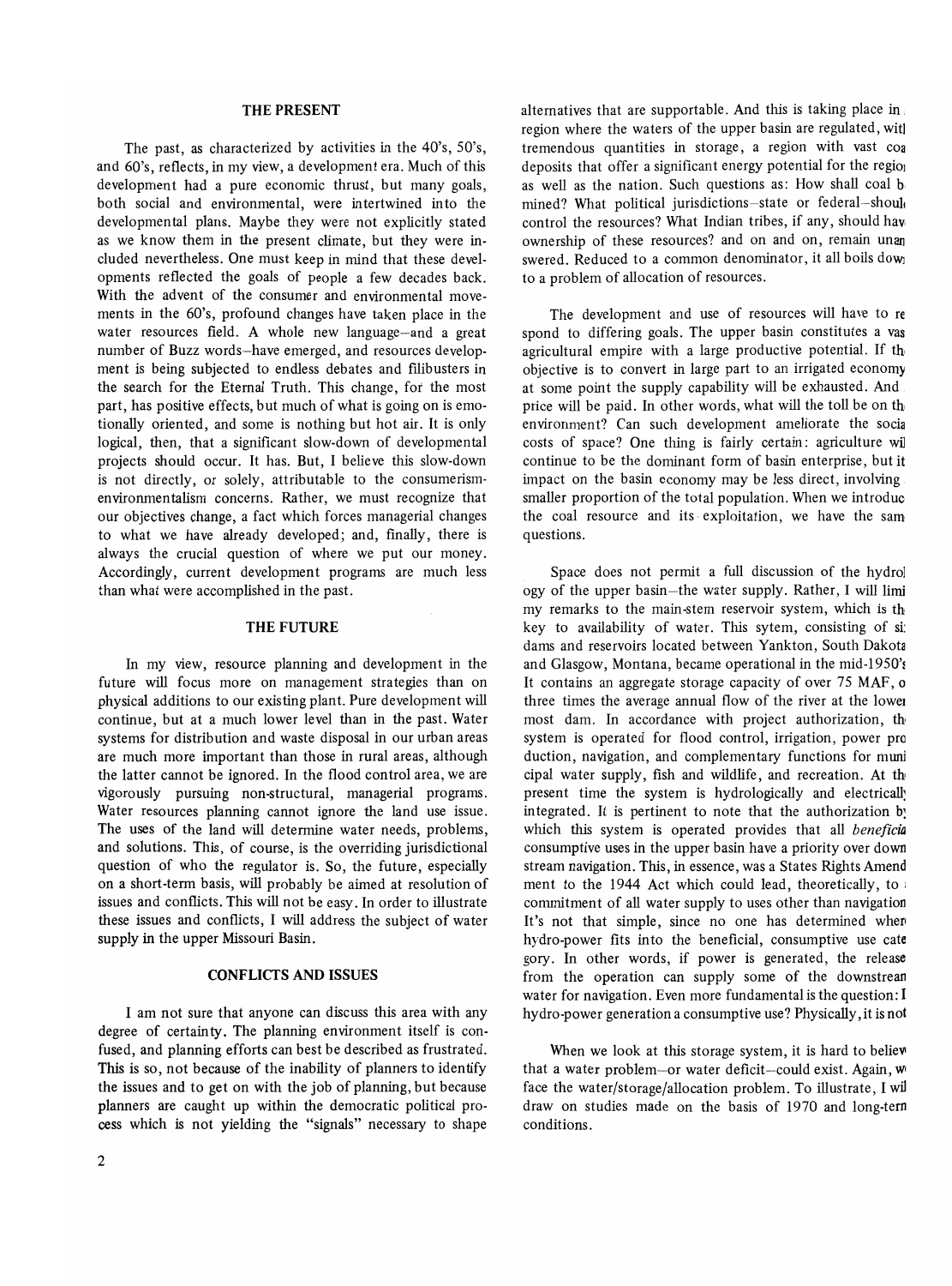## THE PRESENT

The past, as characterized by activities in the 40's, 50's, and 60's, reflects, in my view, a development era. Much of this development had a pure economic thrust, but many goals, both social and environmental, were intertwined into the developmental plans. Maybe they were not explicitly stated as we know them in the present climate, but they were included nevertheless. One must keep in mind that these developments reflected the goals of people a few decades back. With the advent of the consumer and environmental movements in the 60's, profound changes have taken place in the water resources field. A whole new language–and a great number of Buzz words–have emerged, and resources development is being subjected to endless debates and filibusters in the search for the Eternal Truth. This change, for the most part, has positive effects, but much of what is going on is emotionally oriented, and some is nothing but hot air. It is only logical, then, that a significant slow-down of developmental projects should occur. It has. But, I believe this slow-down is not directly, or solely, attributable to the consumerism-environmentalism concerns. Rather, we must recognize that our objectives change, a fact which forces managerial changes to what we have already developed; and, finally, there is always the crucial question of where we put our money. Accordingly, current development programs are much less than what were accomplished in the past.

## THE FUTURE

In my view, resource planning and development in the future will focus more on management strategies than on physical additions to our existing plant. Pure development will continue, but at a much lower level than in the past. Water systems for distribution and waste disposal in our urban areas are much more important than those in rural areas, although the latter cannot be ignored. In the flood control area, we are vigorously pursuing non-structural, managerial programs. Water resources planning cannot ignore the land use issue. The uses of the land will determine water needs, problems, and solutions. This, of course, is the overriding jurisdictional question of who the regulator is. So, the future, especially on a short-term basis, will probably be aimed at resolution of issues and conflicts. This will not be easy. In order to illustrate these issues and conflicts, I will address the subject of water supply in the upper Missouri Basin.

## CONFLICTS AND ISSUES

I am not sure that anyone can discuss this area with any degree of certainty. The planning environment itself is confused, and planning efforts can best be described as frustrated. This is so, not because of the inability of planners to identify the issues and to get on with the job of planning, but because planners are caught up within the democratic political process which is not yielding the "signals" necessary to shape alternatives that are supportable. And this is taking place in a region where the waters of the upper basin are regulated, with tremendous quantities in storage, a region with vast coal deposits that offer a significant energy potential for the region as well as the nation. Such questions as: How shall coal be mined? What political jurisdictions–state or federal–should control the resources? What Indian tribes, if any, should have ownership of these resources? and on and on, remain unanswered. Reduced to a common denominator, it all boils down to a problem of allocation of resources.

The development and use of resources will have to respond to differing goals. The upper basin constitutes a vast agricultural empire with a large productive potential. If the objective is to convert in large part to an irrigated economy at some point the supply capability will be exhausted. And a price will be paid. In other words, what will the toll be on the environment? Can such development ameliorate the social costs of space? One thing is fairly certain: agriculture will continue to be the dominant form of basin enterprise, but its impact on the basin economy may be less direct, involving a smaller proportion of the total population. When we introduce the coal resource and its exploitation, we have the same questions.

Space does not permit a full discussion of the hydrology of the upper basin–the water supply. Rather, I will limit my remarks to the main-stem reservoir system, which is the key to availability of water. This sytem, consisting of six dams and reservoirs located between Yankton, South Dakota and Glasgow, Montana, became operational in the mid-1950's. It contains an aggregate storage capacity of over 75 MAF, or three times the average annual flow of the river at the lowermost dam. In accordance with project authorization, the system is operated for flood control, irrigation, power production, navigation, and complementary functions for municipal water supply, fish and wildlife, and recreation. At the present time the system is hydrologically and electrically integrated. It is pertinent to note that the authorization by which this system is operated provides that all *beneficial* consumptive uses in the upper basin have a priority over downstream navigation. This, in essence, was a States Rights Amendment to the 1944 Act which could lead, theoretically, to a commitment of all water supply to uses other than navigation. It's not that simple, since no one has determined where hydro-power fits into the beneficial, consumptive use category. In other words, if power is generated, the release from the operation can supply some of the downstream water for navigation. Even more fundamental is the question: Is hydro-power generation a consumptive use? Physically, it is not.

When we look at this storage system, it is hard to believe that a water problem–or water deficit–could exist. Again, we face the water/storage/allocation problem. To illustrate, I will draw on studies made on the basis of 1970 and long-term conditions.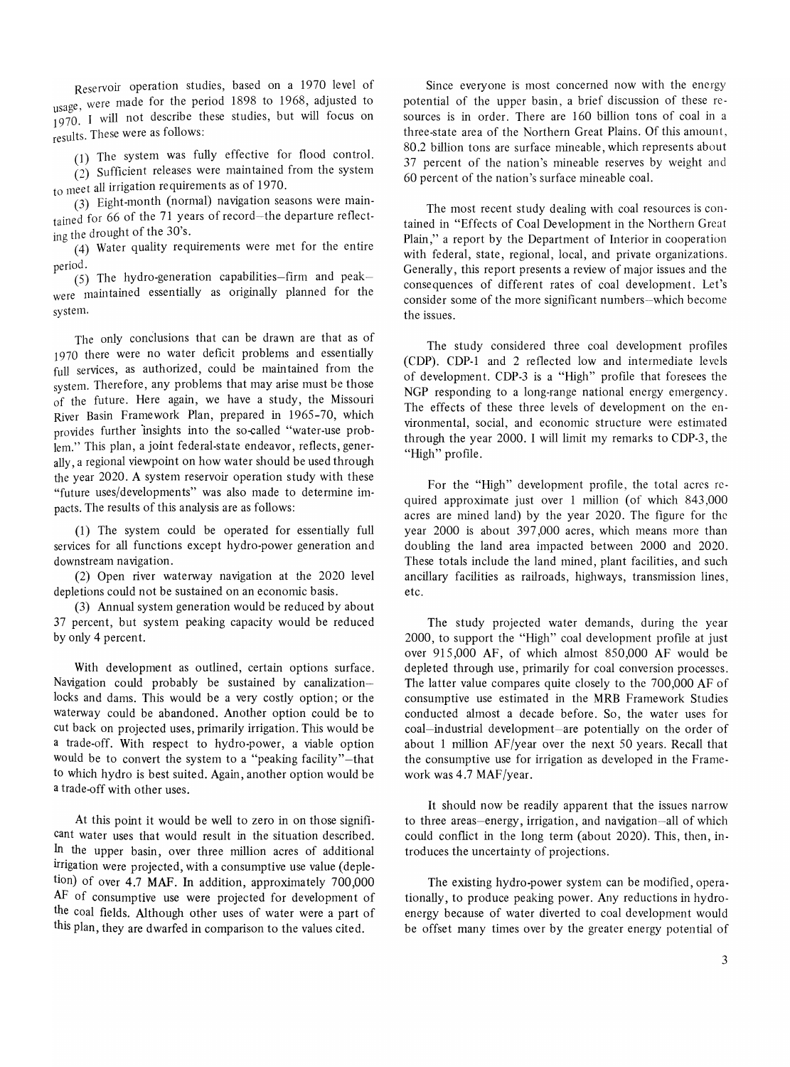Reservoir operation studies, based on a 1970 level of usage, were made for the period 1898 to 1968, adjusted to 1970. I will not describe these studies, but will focus on results. These were as follows:

(1) The system was fully effective for flood control.

(2) Sufficient releases were maintained from the system to meet all irrigation requirements as of 1970.

(3) Eight-month (normal) navigation seasons were maintained for 66 of the 71 years of record—the departure reflecting the drought of the 30's.

(4) Water quality requirements were met for the entire period.

(5) The hydro-generation capabilities—firm and peak—were maintained essentially as originally planned for the system.

The only conclusions that can be drawn are that as of 1970 there were no water deficit problems and essentially full services, as authorized, could be maintained from the system. Therefore, any problems that may arise must be those of the future. Here again, we have a study, the Missouri River Basin Framework Plan, prepared in 1965-70, which provides further insights into the so-called "water-use problem." This plan, a joint federal-state endeavor, reflects, generally, a regional viewpoint on how water should be used through the year 2020. A system reservoir operation study with these "future uses/developments" was also made to determine impacts. The results of this analysis are as follows:

(1) The system could be operated for essentially full services for all functions except hydro-power generation and downstream navigation.

(2) Open river waterway navigation at the 2020 level depletions could not be sustained on an economic basis.

(3) Annual system generation would be reduced by about 37 percent, but system peaking capacity would be reduced by only 4 percent.

With development as outlined, certain options surface. Navigation could probably be sustained by canalization—locks and dams. This would be a very costly option; or the waterway could be abandoned. Another option could be to cut back on projected uses, primarily irrigation. This would be a trade-off. With respect to hydro-power, a viable option would be to convert the system to a "peaking facility"—that to which hydro is best suited. Again, another option would be a trade-off with other uses.

At this point it would be well to zero in on those significant water uses that would result in the situation described. In the upper basin, over three million acres of additional irrigation were projected, with a consumptive use value (depletion) of over 4.7 MAF. In addition, approximately 700,000 AF of consumptive use were projected for development of the coal fields. Although other uses of water were a part of this plan, they are dwarfed in comparison to the values cited.

Since everyone is most concerned now with the energy potential of the upper basin, a brief discussion of these resources is in order. There are 160 billion tons of coal in a three-state area of the Northern Great Plains. Of this amount, 80.2 billion tons are surface mineable, which represents about 37 percent of the nation's mineable reserves by weight and 60 percent of the nation's surface mineable coal.

The most recent study dealing with coal resources is contained in "Effects of Coal Development in the Northern Great Plain," a report by the Department of Interior in cooperation with federal, state, regional, local, and private organizations. Generally, this report presents a review of major issues and the consequences of different rates of coal development. Let's consider some of the more significant numbers—which become the issues.

The study considered three coal development profiles (CDP). CDP-1 and 2 reflected low and intermediate levels of development. CDP-3 is a "High" profile that foresees the NGP responding to a long-range national energy emergency. The effects of these three levels of development on the environmental, social, and economic structure were estimated through the year 2000. I will limit my remarks to CDP-3, the "High" profile.

For the "High" development profile, the total acres required approximate just over 1 million (of which 843,000 acres are mined land) by the year 2020. The figure for the year 2000 is about 397,000 acres, which means more than doubling the land area impacted between 2000 and 2020. These totals include the land mined, plant facilities, and such ancillary facilities as railroads, highways, transmission lines, etc.

The study projected water demands, during the year 2000, to support the "High" coal development profile at just over 915,000 AF, of which almost 850,000 AF would be depleted through use, primarily for coal conversion processes. The latter value compares quite closely to the 700,000 AF of consumptive use estimated in the MRB Framework Studies conducted almost a decade before. So, the water uses for coal—industrial development—are potentially on the order of about 1 million AF/year over the next 50 years. Recall that the consumptive use for irrigation as developed in the Framework was 4.7 MAF/year.

It should now be readily apparent that the issues narrow to three areas—energy, irrigation, and navigation—all of which could conflict in the long term (about 2020). This, then, introduces the uncertainty of projections.

The existing hydro-power system can be modified, operationally, to produce peaking power. Any reductions in hydro-energy because of water diverted to coal development would be offset many times over by the greater energy potential of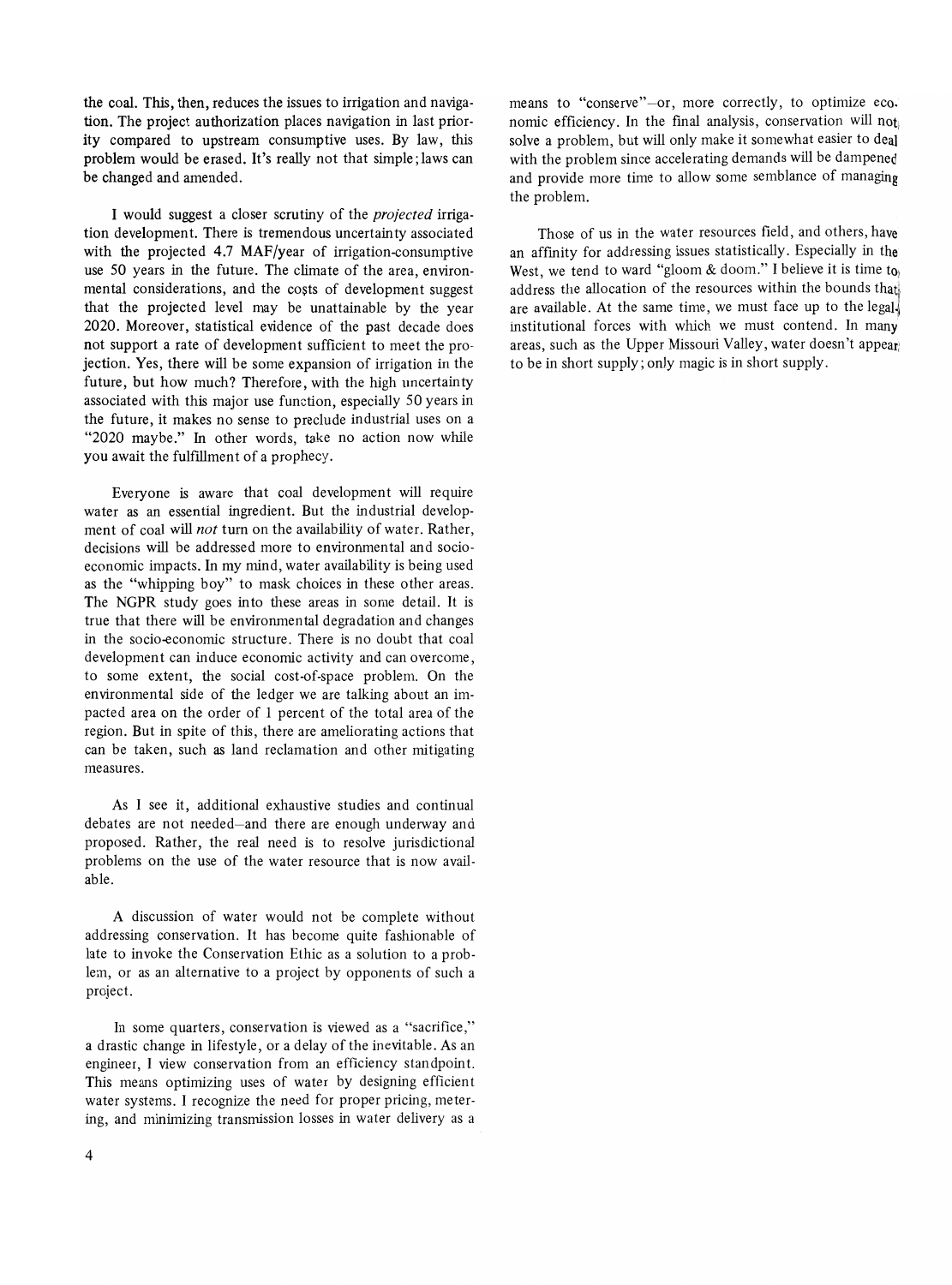the coal. This, then, reduces the issues to irrigation and navigation. The project authorization places navigation in last priority compared to upstream consumptive uses. By law, this problem would be erased. It's really not that simple; laws can be changed and amended.

I would suggest a closer scrutiny of the *projected* irrigation development. There is tremendous uncertainty associated with the projected 4.7 MAF/year of irrigation-consumptive use 50 years in the future. The climate of the area, environmental considerations, and the costs of development suggest that the projected level may be unattainable by the year 2020. Moreover, statistical evidence of the past decade does not support a rate of development sufficient to meet the projection. Yes, there will be some expansion of irrigation in the future, but how much? Therefore, with the high uncertainty associated with this major use function, especially 50 years in the future, it makes no sense to preclude industrial uses on a "2020 maybe." In other words, take no action now while you await the fulfillment of a prophecy.

Everyone is aware that coal development will require water as an essential ingredient. But the industrial development of coal will *not* turn on the availability of water. Rather, decisions will be addressed more to environmental and socioeconomic impacts. In my mind, water availability is being used as the "whipping boy" to mask choices in these other areas. The NGPR study goes into these areas in some detail. It is true that there will be environmental degradation and changes in the socio-economic structure. There is no doubt that coal development can induce economic activity and can overcome, to some extent, the social cost-of-space problem. On the environmental side of the ledger we are talking about an impacted area on the order of 1 percent of the total area of the region. But in spite of this, there are ameliorating actions that can be taken, such as land reclamation and other mitigating measures.

As I see it, additional exhaustive studies and continual debates are not needed—and there are enough underway and proposed. Rather, the real need is to resolve jurisdictional problems on the use of the water resource that is now available.

A discussion of water would not be complete without addressing conservation. It has become quite fashionable of late to invoke the Conservation Ethic as a solution to a problem, or as an alternative to a project by opponents of such a project.

In some quarters, conservation is viewed as a "sacrifice," a drastic change in lifestyle, or a delay of the inevitable. As an engineer, I view conservation from an efficiency standpoint. This means optimizing uses of water by designing efficient water systems. I recognize the need for proper pricing, metering, and minimizing transmission losses in water delivery as a means to "conserve"—or, more correctly, to optimize economic efficiency. In the final analysis, conservation will not solve a problem, but will only make it somewhat easier to deal with the problem since accelerating demands will be dampened and provide more time to allow some semblance of managing the problem.

Those of us in the water resources field, and others, have an affinity for addressing issues statistically. Especially in the West, we tend to ward "gloom & doom." I believe it is time to address the allocation of the resources within the bounds that are available. At the same time, we must face up to the legal-institutional forces with which we must contend. In many areas, such as the Upper Missouri Valley, water doesn't appear to be in short supply; only magic is in short supply.